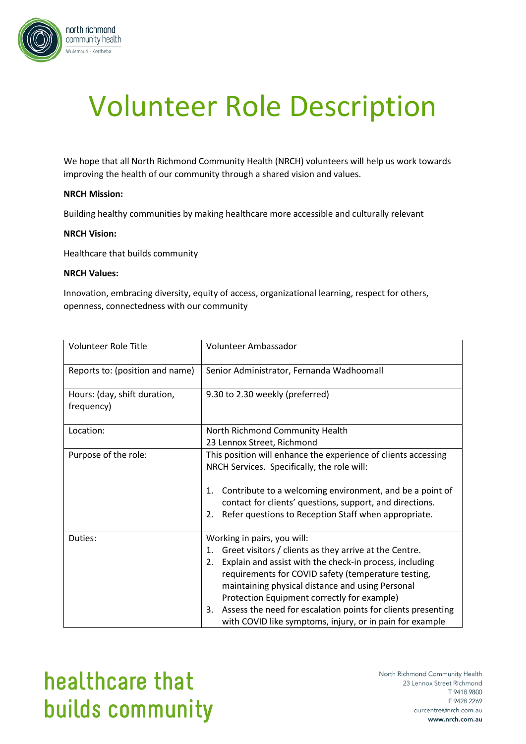# Volunteer Role Description

We hope that all North Richmond Community Health (NRCH) volunteers will help us work towards improving the health of our community through a shared vision and values.

**NRCH Mission:**

Building healthy communities by making healthcare more accessible and culturally relevant

**NRCH Vision:**

Healthcare that builds community

**NRCH Values:**

Innovation, embracing diversity, equity of access, organizational learning, respect for others, openness, connectedness with our community

| Volunteer Role Title | Volunteer Ambassador |
|---|---|
| Reports to: (position and name) | Senior Administrator, Fernanda Wadhoomall |
| Hours: (day, shift duration, frequency) | 9.30 to 2.30 weekly (preferred) |
| Location: | North Richmond Community Health<br>23 Lennox Street, Richmond |
| Purpose of the role: | This position will enhance the experience of clients accessing NRCH Services. Specifically, the role will:<br><br>1. Contribute to a welcoming environment, and be a point of contact for clients' questions, support, and directions.<br>2. Refer questions to Reception Staff when appropriate. |
| Duties: | Working in pairs, you will:<br>1. Greet visitors / clients as they arrive at the Centre.<br>2. Explain and assist with the check-in process, including requirements for COVID safety (temperature testing, maintaining physical distance and using Personal Protection Equipment correctly for example)<br>3. Assess the need for escalation points for clients presenting with COVID like symptoms, injury, or in pain for example |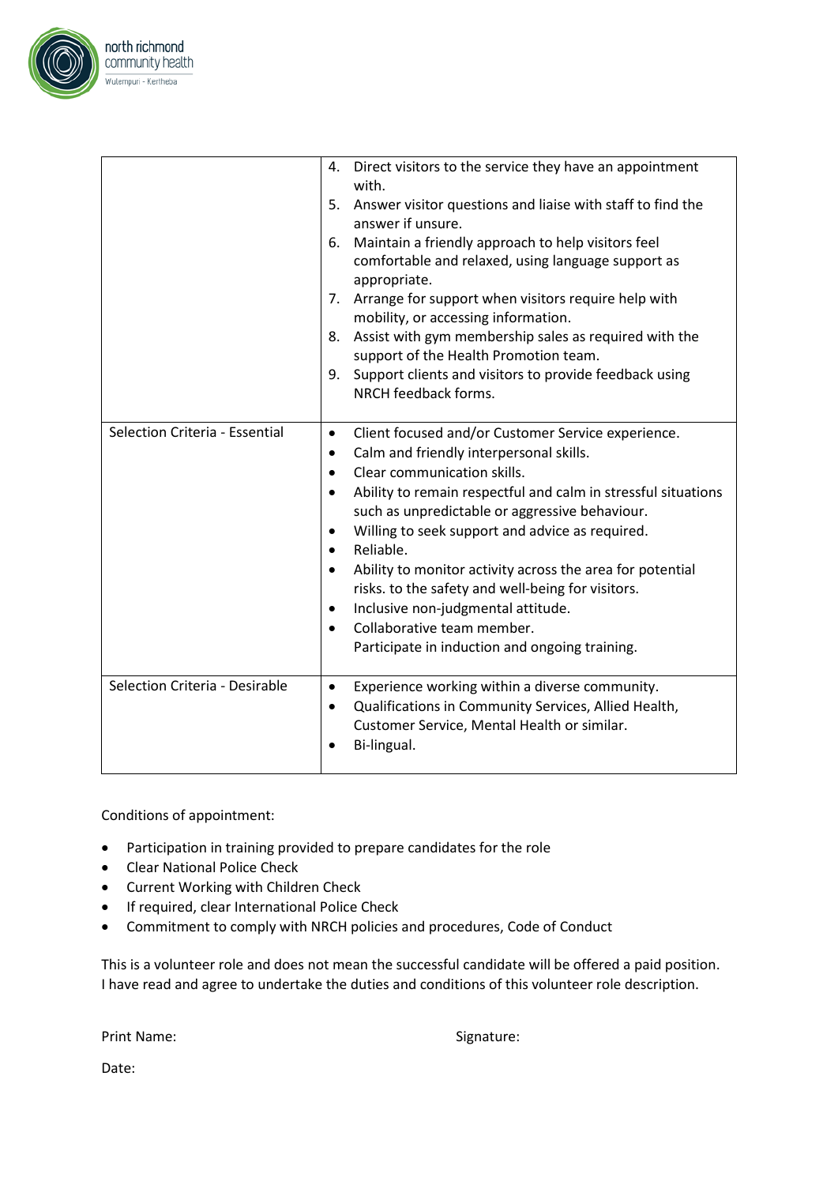| | |
|---|---|
| | 4. Direct visitors to the service they have an appointment with.<br>5. Answer visitor questions and liaise with staff to find the answer if unsure.<br>6. Maintain a friendly approach to help visitors feel comfortable and relaxed, using language support as appropriate.<br>7. Arrange for support when visitors require help with mobility, or accessing information.<br>8. Assist with gym membership sales as required with the support of the Health Promotion team.<br>9. Support clients and visitors to provide feedback using NRCH feedback forms. |
| Selection Criteria - Essential | • Client focused and/or Customer Service experience.<br>• Calm and friendly interpersonal skills.<br>• Clear communication skills.<br>• Ability to remain respectful and calm in stressful situations such as unpredictable or aggressive behaviour.<br>• Willing to seek support and advice as required.<br>• Reliable.<br>• Ability to monitor activity across the area for potential risks. to the safety and well-being for visitors.<br>• Inclusive non-judgmental attitude.<br>• Collaborative team member.<br>Participate in induction and ongoing training. |
| Selection Criteria - Desirable | • Experience working within a diverse community.<br>• Qualifications in Community Services, Allied Health, Customer Service, Mental Health or similar.<br>• Bi-lingual. |

Conditions of appointment:

- Participation in training provided to prepare candidates for the role
- Clear National Police Check
- Current Working with Children Check
- If required, clear International Police Check
- Commitment to comply with NRCH policies and procedures, Code of Conduct

This is a volunteer role and does not mean the successful candidate will be offered a paid position.
I have read and agree to undertake the duties and conditions of this volunteer role description.

Print Name: Signature:

Date: